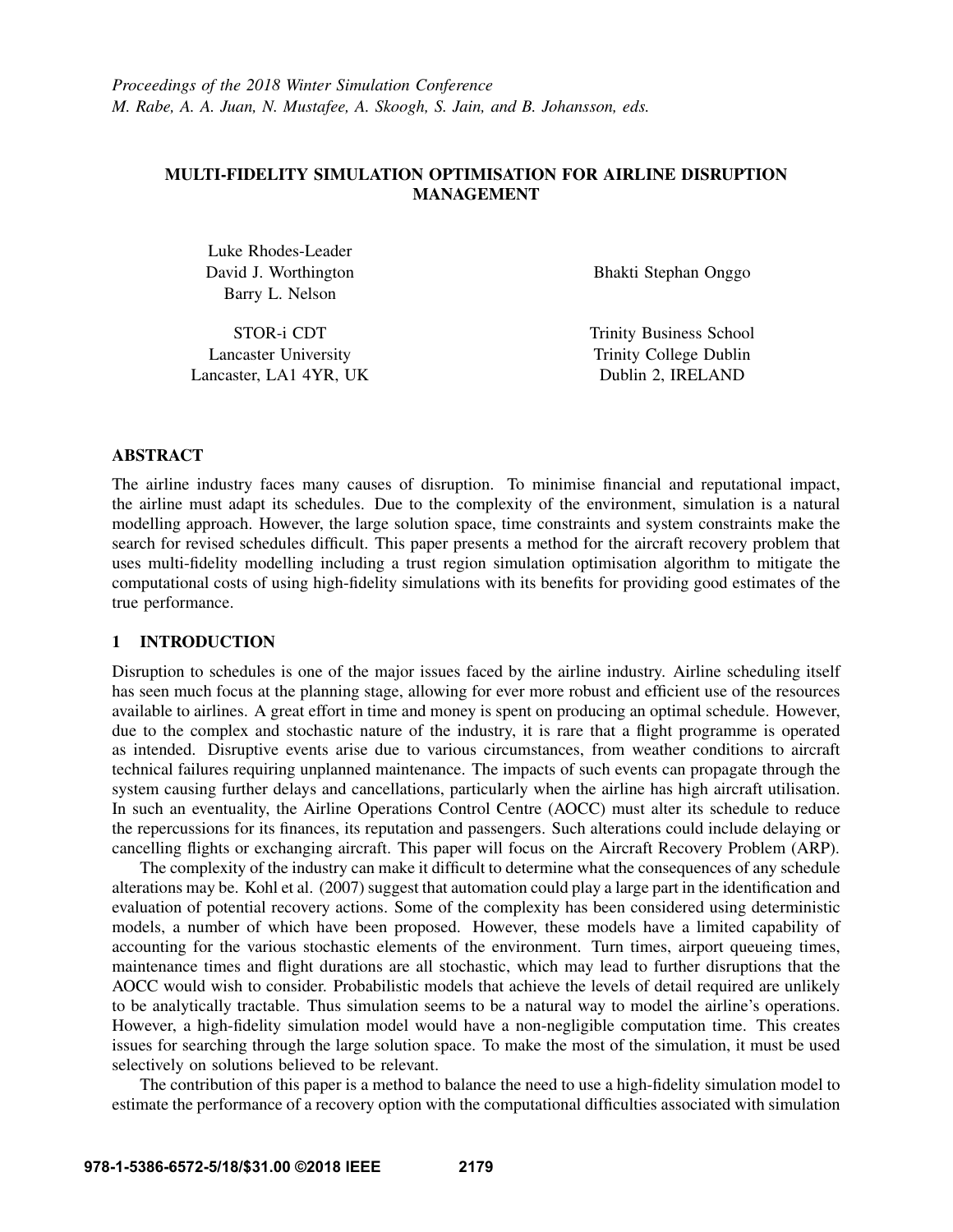*Proceedings of the 2018 Winter Simulation Conference*
*M. Rabe, A. A. Juan, N. Mustafee, A. Skoogh, S. Jain, and B. Johansson, eds.*

# MULTI-FIDELITY SIMULATION OPTIMISATION FOR AIRLINE DISRUPTION MANAGEMENT

Luke Rhodes-Leader
David J. Worthington
Barry L. Nelson

STOR-i CDT
Lancaster University
Lancaster, LA1 4YR, UK

Bhakti Stephan Onggo

Trinity Business School
Trinity College Dublin
Dublin 2, IRELAND

## ABSTRACT

The airline industry faces many causes of disruption. To minimise financial and reputational impact, the airline must adapt its schedules. Due to the complexity of the environment, simulation is a natural modelling approach. However, the large solution space, time constraints and system constraints make the search for revised schedules difficult. This paper presents a method for the aircraft recovery problem that uses multi-fidelity modelling including a trust region simulation optimisation algorithm to mitigate the computational costs of using high-fidelity simulations with its benefits for providing good estimates of the true performance.

## 1 INTRODUCTION

Disruption to schedules is one of the major issues faced by the airline industry. Airline scheduling itself has seen much focus at the planning stage, allowing for ever more robust and efficient use of the resources available to airlines. A great effort in time and money is spent on producing an optimal schedule. However, due to the complex and stochastic nature of the industry, it is rare that a flight programme is operated as intended. Disruptive events arise due to various circumstances, from weather conditions to aircraft technical failures requiring unplanned maintenance. The impacts of such events can propagate through the system causing further delays and cancellations, particularly when the airline has high aircraft utilisation. In such an eventuality, the Airline Operations Control Centre (AOCC) must alter its schedule to reduce the repercussions for its finances, its reputation and passengers. Such alterations could include delaying or cancelling flights or exchanging aircraft. This paper will focus on the Aircraft Recovery Problem (ARP).

The complexity of the industry can make it difficult to determine what the consequences of any schedule alterations may be. Kohl et al. (2007) suggest that automation could play a large part in the identification and evaluation of potential recovery actions. Some of the complexity has been considered using deterministic models, a number of which have been proposed. However, these models have a limited capability of accounting for the various stochastic elements of the environment. Turn times, airport queueing times, maintenance times and flight durations are all stochastic, which may lead to further disruptions that the AOCC would wish to consider. Probabilistic models that achieve the levels of detail required are unlikely to be analytically tractable. Thus simulation seems to be a natural way to model the airline's operations. However, a high-fidelity simulation model would have a non-negligible computation time. This creates issues for searching through the large solution space. To make the most of the simulation, it must be used selectively on solutions believed to be relevant.

The contribution of this paper is a method to balance the need to use a high-fidelity simulation model to estimate the performance of a recovery option with the computational difficulties associated with simulation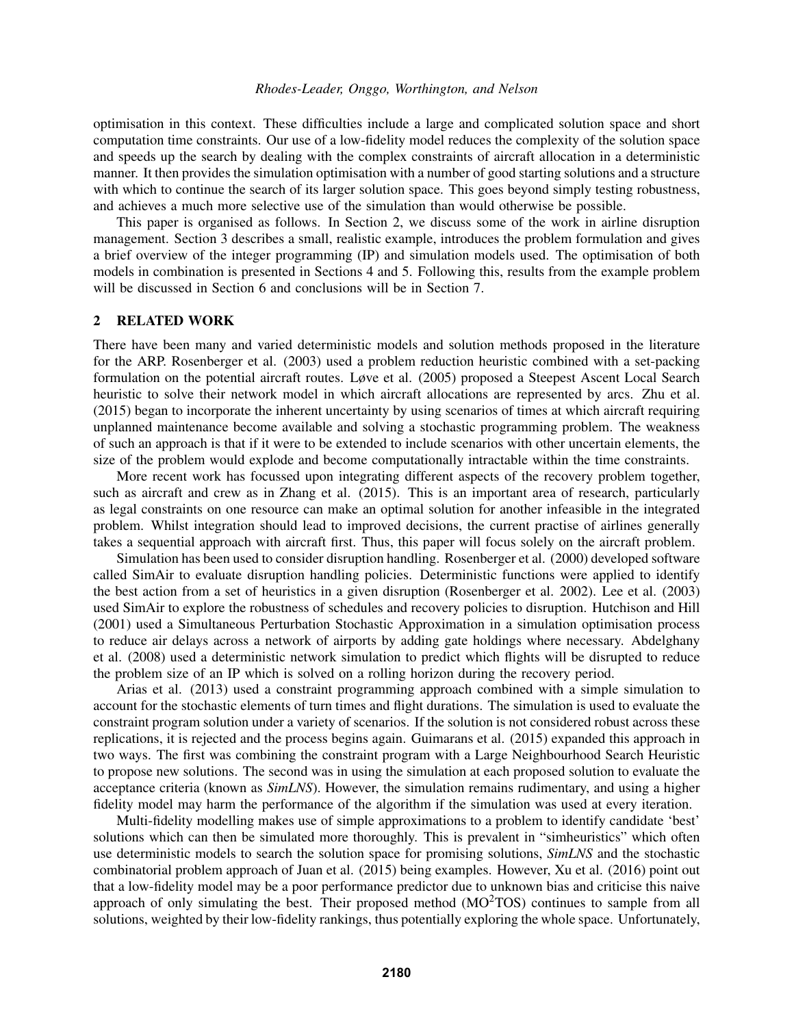optimisation in this context. These difficulties include a large and complicated solution space and short computation time constraints. Our use of a low-fidelity model reduces the complexity of the solution space and speeds up the search by dealing with the complex constraints of aircraft allocation in a deterministic manner. It then provides the simulation optimisation with a number of good starting solutions and a structure with which to continue the search of its larger solution space. This goes beyond simply testing robustness, and achieves a much more selective use of the simulation than would otherwise be possible.

This paper is organised as follows. In Section 2, we discuss some of the work in airline disruption management. Section 3 describes a small, realistic example, introduces the problem formulation and gives a brief overview of the integer programming (IP) and simulation models used. The optimisation of both models in combination is presented in Sections 4 and 5. Following this, results from the example problem will be discussed in Section 6 and conclusions will be in Section 7.

## 2 RELATED WORK

There have been many and varied deterministic models and solution methods proposed in the literature for the ARP. Rosenberger et al. (2003) used a problem reduction heuristic combined with a set-packing formulation on the potential aircraft routes. Løve et al. (2005) proposed a Steepest Ascent Local Search heuristic to solve their network model in which aircraft allocations are represented by arcs. Zhu et al. (2015) began to incorporate the inherent uncertainty by using scenarios of times at which aircraft requiring unplanned maintenance become available and solving a stochastic programming problem. The weakness of such an approach is that if it were to be extended to include scenarios with other uncertain elements, the size of the problem would explode and become computationally intractable within the time constraints.

More recent work has focussed upon integrating different aspects of the recovery problem together, such as aircraft and crew as in Zhang et al. (2015). This is an important area of research, particularly as legal constraints on one resource can make an optimal solution for another infeasible in the integrated problem. Whilst integration should lead to improved decisions, the current practise of airlines generally takes a sequential approach with aircraft first. Thus, this paper will focus solely on the aircraft problem.

Simulation has been used to consider disruption handling. Rosenberger et al. (2000) developed software called SimAir to evaluate disruption handling policies. Deterministic functions were applied to identify the best action from a set of heuristics in a given disruption (Rosenberger et al. 2002). Lee et al. (2003) used SimAir to explore the robustness of schedules and recovery policies to disruption. Hutchison and Hill (2001) used a Simultaneous Perturbation Stochastic Approximation in a simulation optimisation process to reduce air delays across a network of airports by adding gate holdings where necessary. Abdelghany et al. (2008) used a deterministic network simulation to predict which flights will be disrupted to reduce the problem size of an IP which is solved on a rolling horizon during the recovery period.

Arias et al. (2013) used a constraint programming approach combined with a simple simulation to account for the stochastic elements of turn times and flight durations. The simulation is used to evaluate the constraint program solution under a variety of scenarios. If the solution is not considered robust across these replications, it is rejected and the process begins again. Guimarans et al. (2015) expanded this approach in two ways. The first was combining the constraint program with a Large Neighbourhood Search Heuristic to propose new solutions. The second was in using the simulation at each proposed solution to evaluate the acceptance criteria (known as *SimLNS*). However, the simulation remains rudimentary, and using a higher fidelity model may harm the performance of the algorithm if the simulation was used at every iteration.

Multi-fidelity modelling makes use of simple approximations to a problem to identify candidate 'best' solutions which can then be simulated more thoroughly. This is prevalent in "simheuristics" which often use deterministic models to search the solution space for promising solutions, *SimLNS* and the stochastic combinatorial problem approach of Juan et al. (2015) being examples. However, Xu et al. (2016) point out that a low-fidelity model may be a poor performance predictor due to unknown bias and criticise this naive approach of only simulating the best. Their proposed method (MO$^2$TOS) continues to sample from all solutions, weighted by their low-fidelity rankings, thus potentially exploring the whole space. Unfortunately,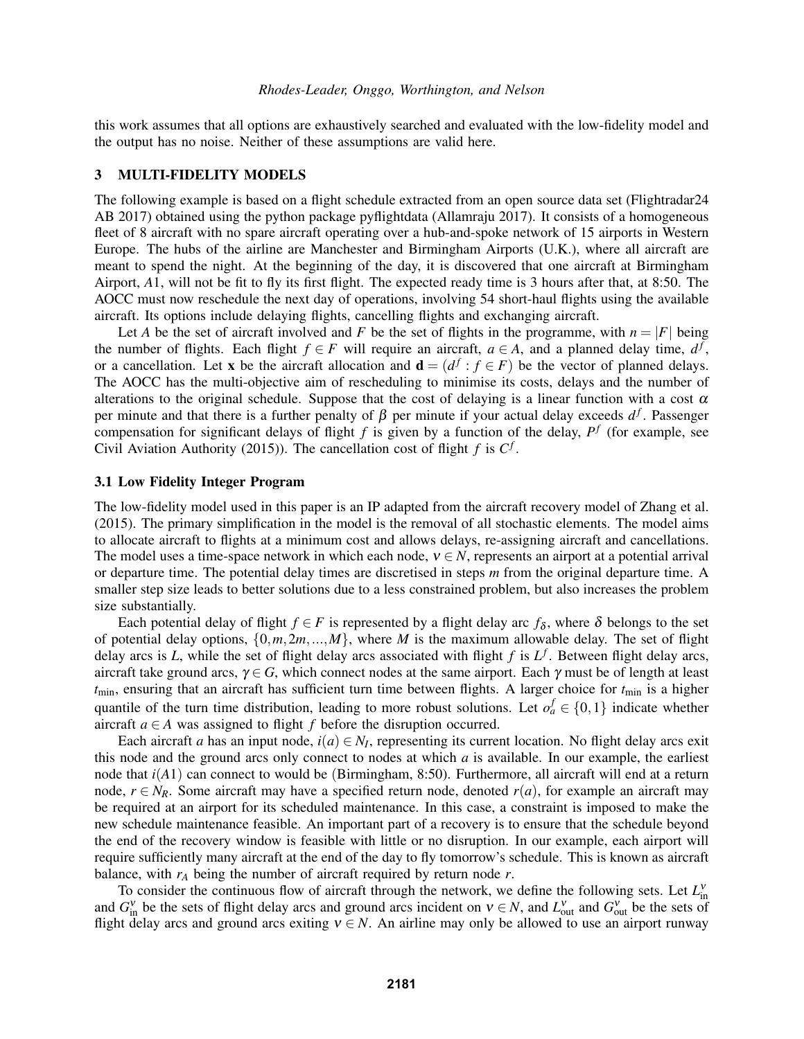this work assumes that all options are exhaustively searched and evaluated with the low-fidelity model and the output has no noise. Neither of these assumptions are valid here.

## 3 MULTI-FIDELITY MODELS

The following example is based on a flight schedule extracted from an open source data set (Flightradar24 AB 2017) obtained using the python package pyflightdata (Allamraju 2017). It consists of a homogeneous fleet of 8 aircraft with no spare aircraft operating over a hub-and-spoke network of 15 airports in Western Europe. The hubs of the airline are Manchester and Birmingham Airports (U.K.), where all aircraft are meant to spend the night. At the beginning of the day, it is discovered that one aircraft at Birmingham Airport, $A1$, will not be fit to fly its first flight. The expected ready time is 3 hours after that, at 8:50. The AOCC must now reschedule the next day of operations, involving 54 short-haul flights using the available aircraft. Its options include delaying flights, cancelling flights and exchanging aircraft.

Let $A$ be the set of aircraft involved and $F$ be the set of flights in the programme, with $n = |F|$ being the number of flights. Each flight $f \in F$ will require an aircraft, $a \in A$, and a planned delay time, $d^f$, or a cancellation. Let $\mathbf{x}$ be the aircraft allocation and $\mathbf{d} = (d^f : f \in F)$ be the vector of planned delays. The AOCC has the multi-objective aim of rescheduling to minimise its costs, delays and the number of alterations to the original schedule. Suppose that the cost of delaying is a linear function with a cost $\alpha$ per minute and that there is a further penalty of $\beta$ per minute if your actual delay exceeds $d^f$. Passenger compensation for significant delays of flight $f$ is given by a function of the delay, $P^f$ (for example, see Civil Aviation Authority (2015)). The cancellation cost of flight $f$ is $C^f$.

### 3.1 Low Fidelity Integer Program

The low-fidelity model used in this paper is an IP adapted from the aircraft recovery model of Zhang et al. (2015). The primary simplification in the model is the removal of all stochastic elements. The model aims to allocate aircraft to flights at a minimum cost and allows delays, re-assigning aircraft and cancellations. The model uses a time-space network in which each node, $v \in N$, represents an airport at a potential arrival or departure time. The potential delay times are discretised in steps $m$ from the original departure time. A smaller step size leads to better solutions due to a less constrained problem, but also increases the problem size substantially.

Each potential delay of flight $f \in F$ is represented by a flight delay arc $f_\delta$, where $\delta$ belongs to the set of potential delay options, $\{0, m, 2m, ..., M\}$, where $M$ is the maximum allowable delay. The set of flight delay arcs is $L$, while the set of flight delay arcs associated with flight $f$ is $L^f$. Between flight delay arcs, aircraft take ground arcs, $\gamma \in G$, which connect nodes at the same airport. Each $\gamma$ must be of length at least $t_{\min}$, ensuring that an aircraft has sufficient turn time between flights. A larger choice for $t_{\min}$ is a higher quantile of the turn time distribution, leading to more robust solutions. Let $o_a^f \in \{0,1\}$ indicate whether aircraft $a \in A$ was assigned to flight $f$ before the disruption occurred.

Each aircraft $a$ has an input node, $i(a) \in N_I$, representing its current location. No flight delay arcs exit this node and the ground arcs only connect to nodes at which $a$ is available. In our example, the earliest node that $i(A1)$ can connect to would be (Birmingham, 8:50). Furthermore, all aircraft will end at a return node, $r \in N_R$. Some aircraft may have a specified return node, denoted $r(a)$, for example an aircraft may be required at an airport for its scheduled maintenance. In this case, a constraint is imposed to make the new schedule maintenance feasible. An important part of a recovery is to ensure that the schedule beyond the end of the recovery window is feasible with little or no disruption. In our example, each airport will require sufficiently many aircraft at the end of the day to fly tomorrow's schedule. This is known as aircraft balance, with $r_A$ being the number of aircraft required by return node $r$.

To consider the continuous flow of aircraft through the network, we define the following sets. Let $L_{\text{in}}^v$ and $G_{\text{in}}^v$ be the sets of flight delay arcs and ground arcs incident on $v \in N$, and $L_{\text{out}}^v$ and $G_{\text{out}}^v$ be the sets of flight delay arcs and ground arcs exiting $v \in N$. An airline may only be allowed to use an airport runway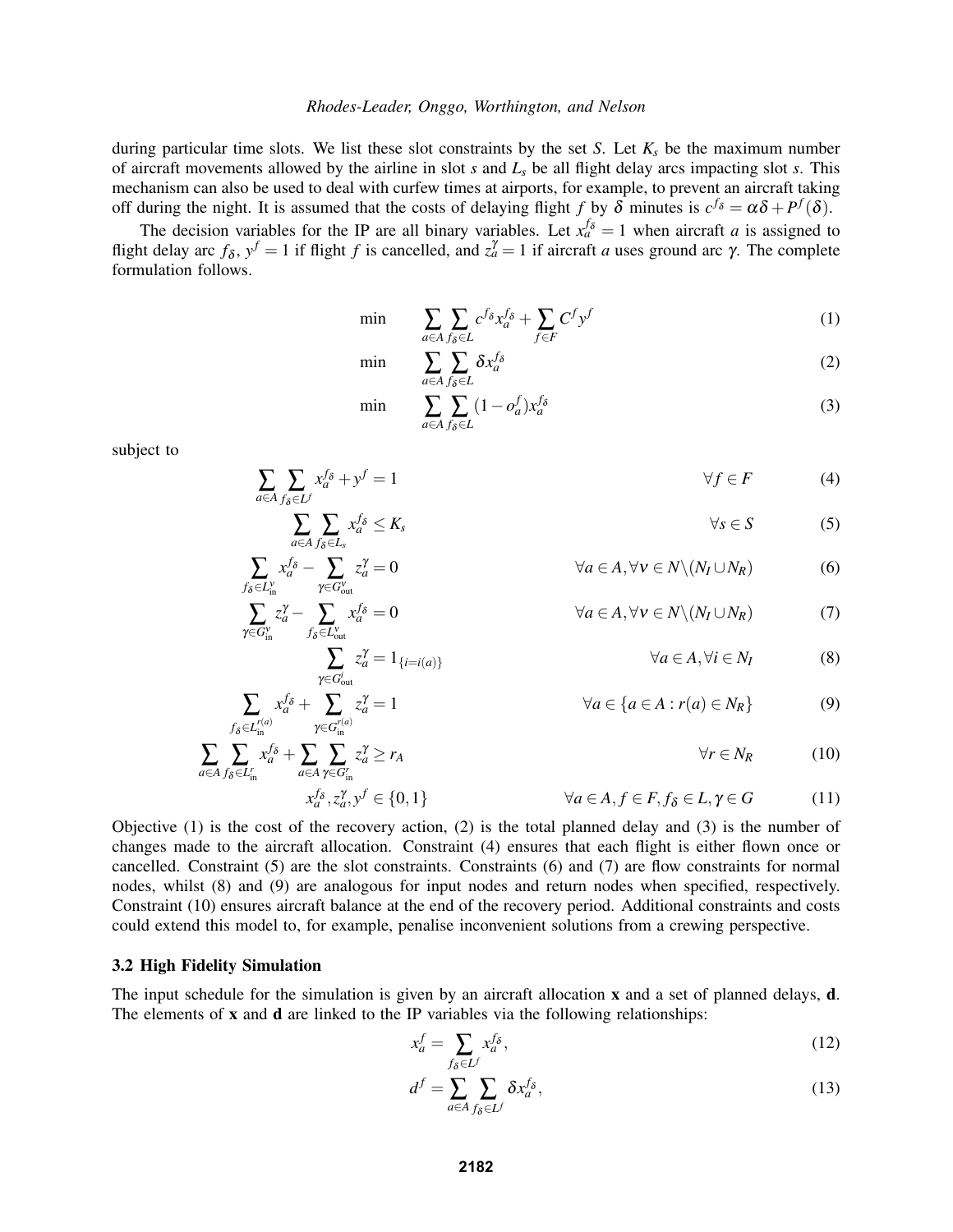during particular time slots. We list these slot constraints by the set $S$. Let $K_s$ be the maximum number of aircraft movements allowed by the airline in slot $s$ and $L_s$ be all flight delay arcs impacting slot $s$. This mechanism can also be used to deal with curfew times at airports, for example, to prevent an aircraft taking off during the night. It is assumed that the costs of delaying flight $f$ by $\delta$ minutes is $c^{f_\delta} = \alpha\delta + P^f(\delta)$.

The decision variables for the IP are all binary variables. Let $x_a^{f_\delta} = 1$ when aircraft $a$ is assigned to flight delay arc $f_\delta$, $y^f = 1$ if flight $f$ is cancelled, and $z_a^\gamma = 1$ if aircraft $a$ uses ground arc $\gamma$. The complete formulation follows.

$$\min \quad \sum_{a\in A}\sum_{f_\delta \in L} c^{f_\delta} x_a^{f_\delta} + \sum_{f\in F} C^f y^f \tag{1}$$

$$\min \quad \sum_{a\in A}\sum_{f_\delta \in L} \delta x_a^{f_\delta} \tag{2}$$

$$\min \quad \sum_{a\in A}\sum_{f_\delta \in L} (1-o_a^f) x_a^{f_\delta} \tag{3}$$

subject to

$$\sum_{a\in A}\sum_{f_\delta \in L^f} x_a^{f_\delta} + y^f = 1 \qquad \forall f \in F \tag{4}$$

$$\sum_{a\in A}\sum_{f_\delta \in L_s} x_a^{f_\delta} \leq K_s \qquad \forall s \in S \tag{5}$$

$$\sum_{f_\delta \in L_{\text{in}}^\nu} x_a^{f_\delta} - \sum_{\gamma \in G_{\text{out}}^\nu} z_a^\gamma = 0 \qquad \forall a \in A, \forall \nu \in N \backslash (N_I \cup N_R) \tag{6}$$

$$\sum_{\gamma \in G_{\text{in}}^\nu} z_a^\gamma - \sum_{f_\delta \in L_{\text{out}}^\nu} x_a^{f_\delta} = 0 \qquad \forall a \in A, \forall \nu \in N \backslash (N_I \cup N_R) \tag{7}$$

$$\sum_{\gamma \in G_{\text{out}}^i} z_a^\gamma = 1_{\{i=i(a)\}} \qquad \forall a \in A, \forall i \in N_I \tag{8}$$

$$\sum_{f_\delta \in L_{\text{in}}^{r(a)}} x_a^{f_\delta} + \sum_{\gamma \in G_{\text{in}}^{r(a)}} z_a^\gamma = 1 \qquad \forall a \in \{a \in A : r(a) \in N_R\} \tag{9}$$

$$\sum_{a\in A}\sum_{f_\delta \in L_{\text{in}}^r} x_a^{f_\delta} + \sum_{a\in A}\sum_{\gamma \in G_{\text{in}}^r} z_a^\gamma \geq r_A \qquad \forall r \in N_R \tag{10}$$

$$x_a^{f_\delta}, z_a^\gamma, y^f \in \{0,1\} \qquad \forall a \in A, f \in F, f_\delta \in L, \gamma \in G \tag{11}$$

Objective (1) is the cost of the recovery action, (2) is the total planned delay and (3) is the number of changes made to the aircraft allocation. Constraint (4) ensures that each flight is either flown once or cancelled. Constraint (5) are the slot constraints. Constraints (6) and (7) are flow constraints for normal nodes, whilst (8) and (9) are analogous for input nodes and return nodes when specified, respectively. Constraint (10) ensures aircraft balance at the end of the recovery period. Additional constraints and costs could extend this model to, for example, penalise inconvenient solutions from a crewing perspective.

### 3.2 High Fidelity Simulation

The input schedule for the simulation is given by an aircraft allocation $\mathbf{x}$ and a set of planned delays, $\mathbf{d}$. The elements of $\mathbf{x}$ and $\mathbf{d}$ are linked to the IP variables via the following relationships:

$$x_a^f = \sum_{f_\delta \in L^f} x_a^{f_\delta}, \tag{12}$$

$$d^f = \sum_{a\in A}\sum_{f_\delta \in L^f} \delta x_a^{f_\delta}, \tag{13}$$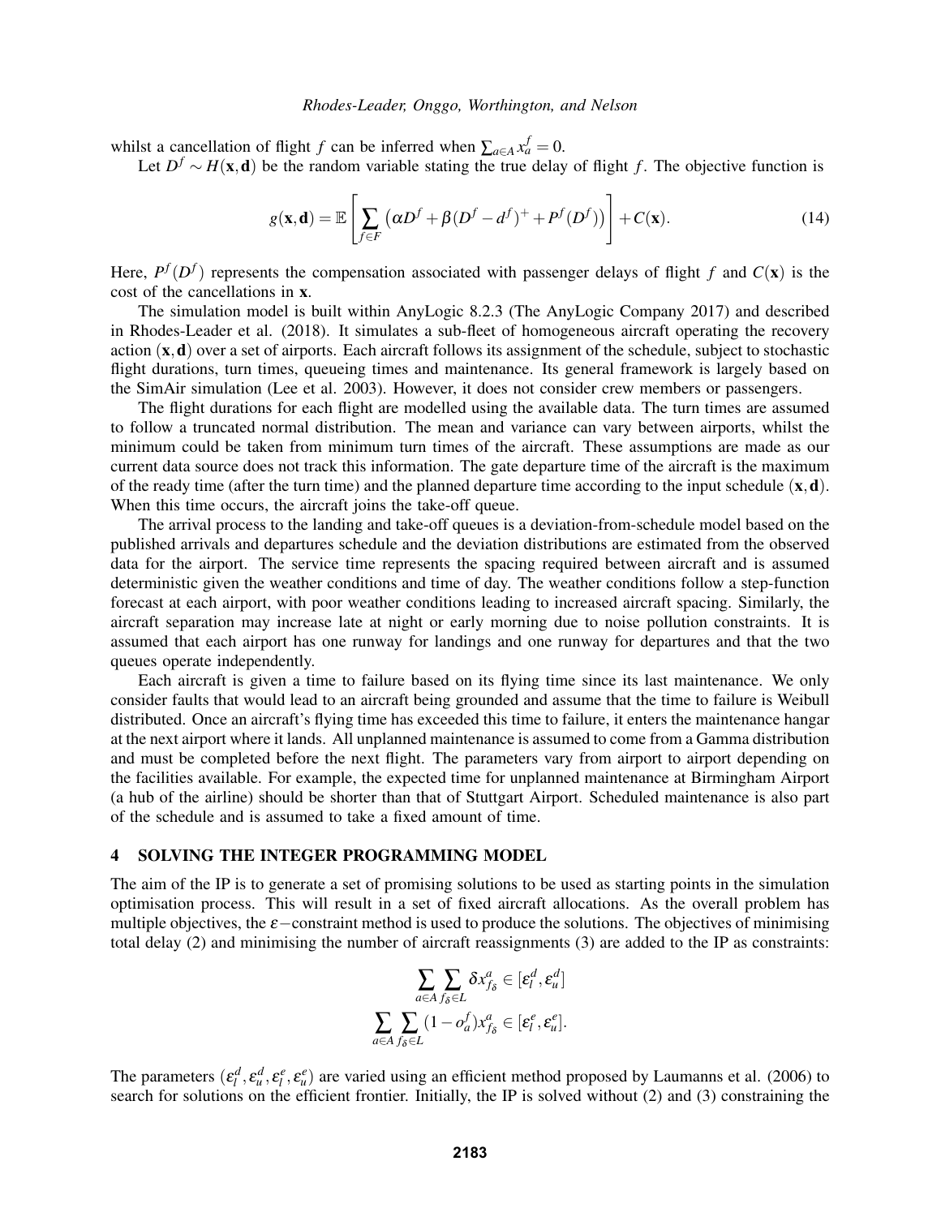whilst a cancellation of flight $f$ can be inferred when $\sum_{a\in A} x_a^f = 0$.

Let $D^f \sim H(\mathbf{x}, \mathbf{d})$ be the random variable stating the true delay of flight $f$. The objective function is

$$g(\mathbf{x}, \mathbf{d}) = \mathbb{E}\left[\sum_{f\in F} \left(\alpha D^f + \beta (D^f - d^f)^+ + P^f(D^f)\right)\right] + C(\mathbf{x}). \tag{14}$$

Here, $P^f(D^f)$ represents the compensation associated with passenger delays of flight $f$ and $C(\mathbf{x})$ is the cost of the cancellations in $\mathbf{x}$.

The simulation model is built within AnyLogic 8.2.3 (The AnyLogic Company 2017) and described in Rhodes-Leader et al. (2018). It simulates a sub-fleet of homogeneous aircraft operating the recovery action $(\mathbf{x}, \mathbf{d})$ over a set of airports. Each aircraft follows its assignment of the schedule, subject to stochastic flight durations, turn times, queueing times and maintenance. Its general framework is largely based on the SimAir simulation (Lee et al. 2003). However, it does not consider crew members or passengers.

The flight durations for each flight are modelled using the available data. The turn times are assumed to follow a truncated normal distribution. The mean and variance can vary between airports, whilst the minimum could be taken from minimum turn times of the aircraft. These assumptions are made as our current data source does not track this information. The gate departure time of the aircraft is the maximum of the ready time (after the turn time) and the planned departure time according to the input schedule $(\mathbf{x}, \mathbf{d})$. When this time occurs, the aircraft joins the take-off queue.

The arrival process to the landing and take-off queues is a deviation-from-schedule model based on the published arrivals and departures schedule and the deviation distributions are estimated from the observed data for the airport. The service time represents the spacing required between aircraft and is assumed deterministic given the weather conditions and time of day. The weather conditions follow a step-function forecast at each airport, with poor weather conditions leading to increased aircraft spacing. Similarly, the aircraft separation may increase late at night or early morning due to noise pollution constraints. It is assumed that each airport has one runway for landings and one runway for departures and that the two queues operate independently.

Each aircraft is given a time to failure based on its flying time since its last maintenance. We only consider faults that would lead to an aircraft being grounded and assume that the time to failure is Weibull distributed. Once an aircraft's flying time has exceeded this time to failure, it enters the maintenance hangar at the next airport where it lands. All unplanned maintenance is assumed to come from a Gamma distribution and must be completed before the next flight. The parameters vary from airport to airport depending on the facilities available. For example, the expected time for unplanned maintenance at Birmingham Airport (a hub of the airline) should be shorter than that of Stuttgart Airport. Scheduled maintenance is also part of the schedule and is assumed to take a fixed amount of time.

## 4 SOLVING THE INTEGER PROGRAMMING MODEL

The aim of the IP is to generate a set of promising solutions to be used as starting points in the simulation optimisation process. This will result in a set of fixed aircraft allocations. As the overall problem has multiple objectives, the $\varepsilon-$constraint method is used to produce the solutions. The objectives of minimising total delay (2) and minimising the number of aircraft reassignments (3) are added to the IP as constraints:

$$\sum_{a\in A} \sum_{f_\delta \in L} \delta x_{f_\delta}^a \in [\varepsilon_l^d, \varepsilon_u^d]$$

$$\sum_{a\in A} \sum_{f_\delta \in L} (1 - o_a^f) x_{f_\delta}^a \in [\varepsilon_l^e, \varepsilon_u^e].$$

The parameters $(\varepsilon_l^d, \varepsilon_u^d, \varepsilon_l^e, \varepsilon_u^e)$ are varied using an efficient method proposed by Laumanns et al. (2006) to search for solutions on the efficient frontier. Initially, the IP is solved without (2) and (3) constraining the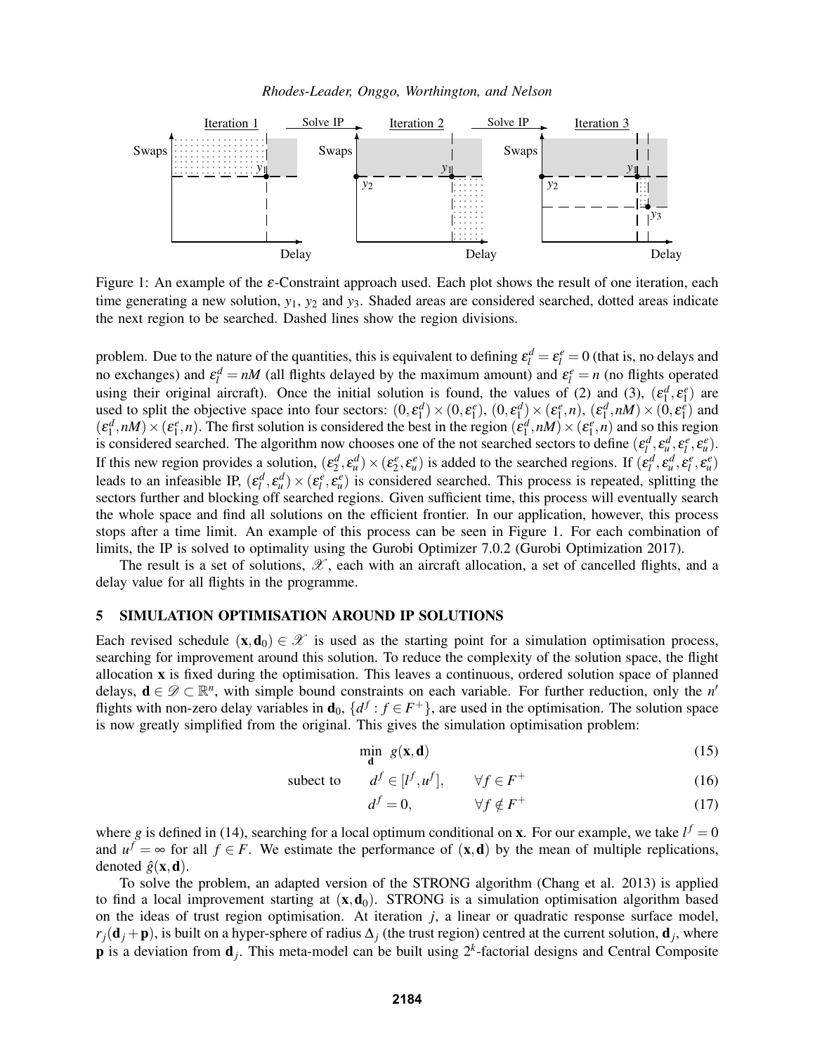Figure 1: An example of the $\varepsilon$-Constraint approach used. Each plot shows the result of one iteration, each time generating a new solution, $y_1$, $y_2$ and $y_3$. Shaded areas are considered searched, dotted areas indicate the next region to be searched. Dashed lines show the region divisions.

problem. Due to the nature of the quantities, this is equivalent to defining $\varepsilon_l^d = \varepsilon_l^e = 0$ (that is, no delays and no exchanges) and $\varepsilon_l^d = nM$ (all flights delayed by the maximum amount) and $\varepsilon_l^e = n$ (no flights operated using their original aircraft). Once the initial solution is found, the values of (2) and (3), $(\varepsilon_1^d, \varepsilon_1^e)$ are used to split the objective space into four sectors: $(0, \varepsilon_1^d) \times (0, \varepsilon_1^e)$, $(0, \varepsilon_1^d) \times (\varepsilon_1^e, n)$, $(\varepsilon_1^d, nM) \times (0, \varepsilon_1^e)$ and $(\varepsilon_1^d, nM) \times (\varepsilon_1^e, n)$. The first solution is considered the best in the region $(\varepsilon_1^d, nM) \times (\varepsilon_1^e, n)$ and so this region is considered searched. The algorithm now chooses one of the not searched sectors to define $(\varepsilon_l^d, \varepsilon_u^d, \varepsilon_l^e, \varepsilon_u^e)$. If this new region provides a solution, $(\varepsilon_2^d, \varepsilon_u^d) \times (\varepsilon_2^e, \varepsilon_u^e)$ is added to the searched regions. If $(\varepsilon_l^d, \varepsilon_u^d, \varepsilon_l^e, \varepsilon_u^e)$ leads to an infeasible IP, $(\varepsilon_l^d, \varepsilon_u^d) \times (\varepsilon_l^e, \varepsilon_u^e)$ is considered searched. This process is repeated, splitting the sectors further and blocking off searched regions. Given sufficient time, this process will eventually search the whole space and find all solutions on the efficient frontier. In our application, however, this process stops after a time limit. An example of this process can be seen in Figure 1. For each combination of limits, the IP is solved to optimality using the Gurobi Optimizer 7.0.2 (Gurobi Optimization 2017).

The result is a set of solutions, $\mathscr{X}$, each with an aircraft allocation, a set of cancelled flights, and a delay value for all flights in the programme.

## 5 SIMULATION OPTIMISATION AROUND IP SOLUTIONS

Each revised schedule $(\mathbf{x}, \mathbf{d}_0) \in \mathscr{X}$ is used as the starting point for a simulation optimisation process, searching for improvement around this solution. To reduce the complexity of the solution space, the flight allocation $\mathbf{x}$ is fixed during the optimisation. This leaves a continuous, ordered solution space of planned delays, $\mathbf{d} \in \mathscr{D} \subset \mathbb{R}^n$, with simple bound constraints on each variable. For further reduction, only the $n'$ flights with non-zero delay variables in $\mathbf{d}_0$, $\{d^f : f \in F^+\}$, are used in the optimisation. The solution space is now greatly simplified from the original. This gives the simulation optimisation problem:

$$\min_{\mathbf{d}} \; g(\mathbf{x}, \mathbf{d}) \tag{15}$$

$$\text{subect to} \qquad d^f \in [l^f, u^f], \qquad \forall f \in F^+ \tag{16}$$

$$d^f = 0, \qquad \forall f \notin F^+ \tag{17}$$

where $g$ is defined in (14), searching for a local optimum conditional on $\mathbf{x}$. For our example, we take $l^f = 0$ and $u^f = \infty$ for all $f \in F$. We estimate the performance of $(\mathbf{x}, \mathbf{d})$ by the mean of multiple replications, denoted $\hat{g}(\mathbf{x}, \mathbf{d})$.

To solve the problem, an adapted version of the STRONG algorithm (Chang et al. 2013) is applied to find a local improvement starting at $(\mathbf{x}, \mathbf{d}_0)$. STRONG is a simulation optimisation algorithm based on the ideas of trust region optimisation. At iteration $j$, a linear or quadratic response surface model, $r_j(\mathbf{d}_j + \mathbf{p})$, is built on a hyper-sphere of radius $\Delta_j$ (the trust region) centred at the current solution, $\mathbf{d}_j$, where $\mathbf{p}$ is a deviation from $\mathbf{d}_j$. This meta-model can be built using $2^k$-factorial designs and Central Composite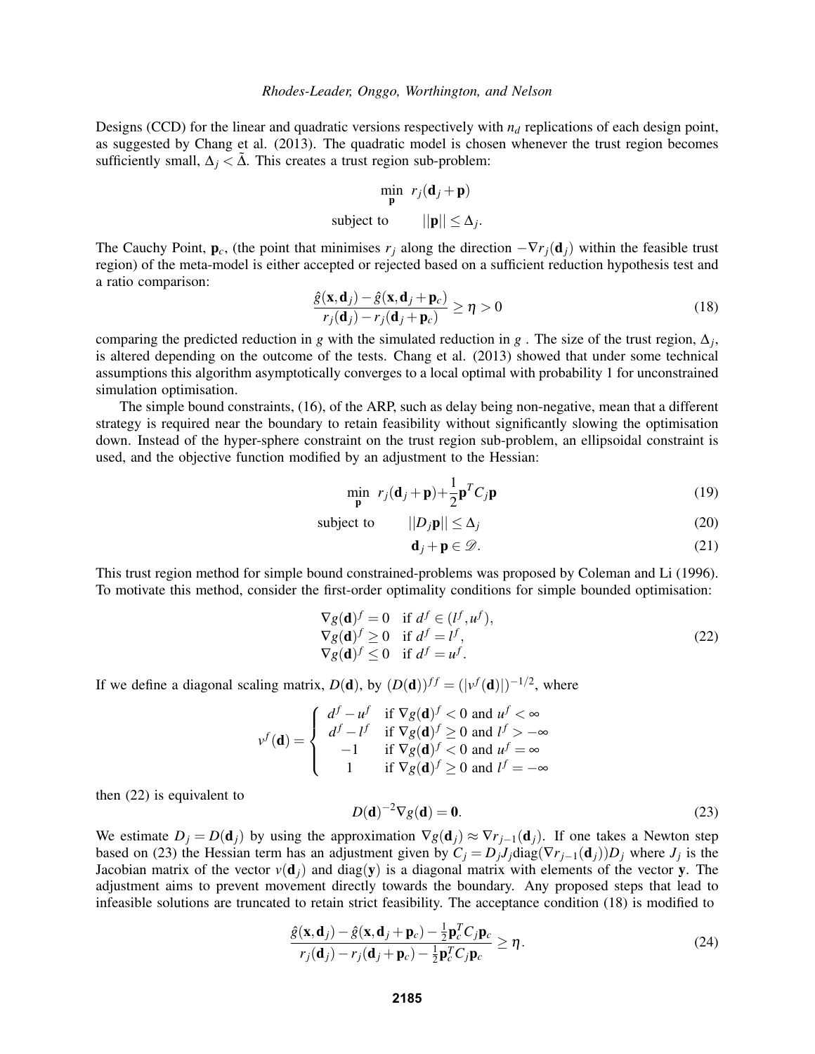Designs (CCD) for the linear and quadratic versions respectively with $n_d$ replications of each design point, as suggested by Chang et al. (2013). The quadratic model is chosen whenever the trust region becomes sufficiently small, $\Delta_j < \tilde{\Delta}$. This creates a trust region sub-problem:

$$\min_{\mathbf{p}} \; r_j(\mathbf{d}_j + \mathbf{p})$$

$$\text{subject to} \qquad ||\mathbf{p}|| \leq \Delta_j.$$

The Cauchy Point, $\mathbf{p}_c$, (the point that minimises $r_j$ along the direction $-\nabla r_j(\mathbf{d}_j)$ within the feasible trust region) of the meta-model is either accepted or rejected based on a sufficient reduction hypothesis test and a ratio comparison:

$$\frac{\hat{g}(\mathbf{x}, \mathbf{d}_j) - \hat{g}(\mathbf{x}, \mathbf{d}_j + \mathbf{p}_c)}{r_j(\mathbf{d}_j) - r_j(\mathbf{d}_j + \mathbf{p}_c)} \geq \eta > 0 \tag{18}$$

comparing the predicted reduction in $g$ with the simulated reduction in $g$ . The size of the trust region, $\Delta_j$, is altered depending on the outcome of the tests. Chang et al. (2013) showed that under some technical assumptions this algorithm asymptotically converges to a local optimal with probability 1 for unconstrained simulation optimisation.

The simple bound constraints, (16), of the ARP, such as delay being non-negative, mean that a different strategy is required near the boundary to retain feasibility without significantly slowing the optimisation down. Instead of the hyper-sphere constraint on the trust region sub-problem, an ellipsoidal constraint is used, and the objective function modified by an adjustment to the Hessian:

$$\min_{\mathbf{p}} \; r_j(\mathbf{d}_j + \mathbf{p}) + \frac{1}{2}\mathbf{p}^T C_j \mathbf{p} \tag{19}$$

$$\text{subject to} \qquad ||D_j \mathbf{p}|| \leq \Delta_j \tag{20}$$

$$\mathbf{d}_j + \mathbf{p} \in \mathscr{D}. \tag{21}$$

This trust region method for simple bound constrained-problems was proposed by Coleman and Li (1996). To motivate this method, consider the first-order optimality conditions for simple bounded optimisation:

$$\begin{array}{ll} \nabla g(\mathbf{d})^f = 0 & \text{if } d^f \in (l^f, u^f), \\ \nabla g(\mathbf{d})^f \geq 0 & \text{if } d^f = l^f, \\ \nabla g(\mathbf{d})^f \leq 0 & \text{if } d^f = u^f. \end{array} \tag{22}$$

If we define a diagonal scaling matrix, $D(\mathbf{d})$, by $(D(\mathbf{d}))^{ff} = (|v^f(\mathbf{d})|)^{-1/2}$, where

$$v^f(\mathbf{d}) = \begin{cases} d^f - u^f & \text{if } \nabla g(\mathbf{d})^f < 0 \text{ and } u^f < \infty \\ d^f - l^f & \text{if } \nabla g(\mathbf{d})^f \geq 0 \text{ and } l^f > -\infty \\ -1 & \text{if } \nabla g(\mathbf{d})^f < 0 \text{ and } u^f = \infty \\ 1 & \text{if } \nabla g(\mathbf{d})^f \geq 0 \text{ and } l^f = -\infty \end{cases}$$

then (22) is equivalent to

$$D(\mathbf{d})^{-2} \nabla g(\mathbf{d}) = \mathbf{0}. \tag{23}$$

We estimate $D_j = D(\mathbf{d}_j)$ by using the approximation $\nabla g(\mathbf{d}_j) \approx \nabla r_{j-1}(\mathbf{d}_j)$. If one takes a Newton step based on (23) the Hessian term has an adjustment given by $C_j = D_j J_j \text{diag}(\nabla r_{j-1}(\mathbf{d}_j)) D_j$ where $J_j$ is the Jacobian matrix of the vector $v(\mathbf{d}_j)$ and $\text{diag}(\mathbf{y})$ is a diagonal matrix with elements of the vector $\mathbf{y}$. The adjustment aims to prevent movement directly towards the boundary. Any proposed steps that lead to infeasible solutions are truncated to retain strict feasibility. The acceptance condition (18) is modified to

$$\frac{\hat{g}(\mathbf{x}, \mathbf{d}_j) - \hat{g}(\mathbf{x}, \mathbf{d}_j + \mathbf{p}_c) - \frac{1}{2}\mathbf{p}_c^T C_j \mathbf{p}_c}{r_j(\mathbf{d}_j) - r_j(\mathbf{d}_j + \mathbf{p}_c) - \frac{1}{2}\mathbf{p}_c^T C_j \mathbf{p}_c} \geq \eta. \tag{24}$$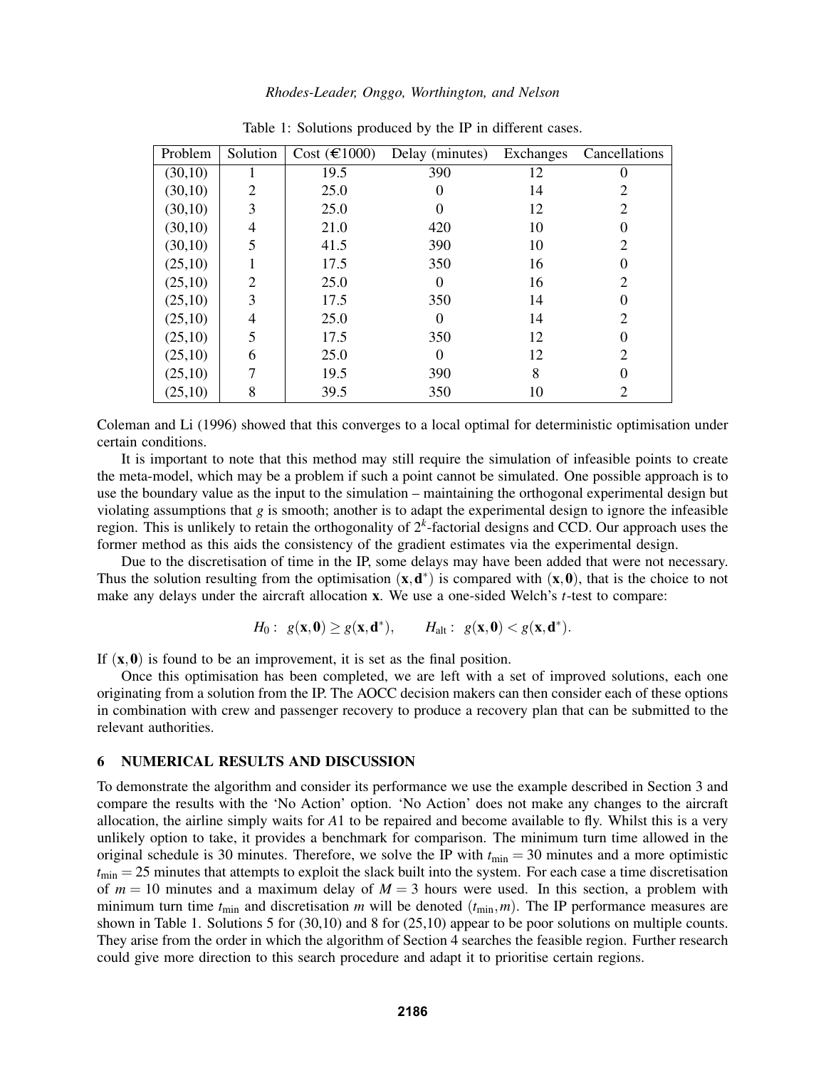Table 1: Solutions produced by the IP in different cases.

| Problem | Solution | Cost (€1000) | Delay (minutes) | Exchanges | Cancellations |
|---|---|---|---|---|---|
| (30,10) | 1 | 19.5 | 390 | 12 | 0 |
| (30,10) | 2 | 25.0 | 0 | 14 | 2 |
| (30,10) | 3 | 25.0 | 0 | 12 | 2 |
| (30,10) | 4 | 21.0 | 420 | 10 | 0 |
| (30,10) | 5 | 41.5 | 390 | 10 | 2 |
| (25,10) | 1 | 17.5 | 350 | 16 | 0 |
| (25,10) | 2 | 25.0 | 0 | 16 | 2 |
| (25,10) | 3 | 17.5 | 350 | 14 | 0 |
| (25,10) | 4 | 25.0 | 0 | 14 | 2 |
| (25,10) | 5 | 17.5 | 350 | 12 | 0 |
| (25,10) | 6 | 25.0 | 0 | 12 | 2 |
| (25,10) | 7 | 19.5 | 390 | 8 | 0 |
| (25,10) | 8 | 39.5 | 350 | 10 | 2 |

Coleman and Li (1996) showed that this converges to a local optimal for deterministic optimisation under certain conditions.

It is important to note that this method may still require the simulation of infeasible points to create the meta-model, which may be a problem if such a point cannot be simulated. One possible approach is to use the boundary value as the input to the simulation – maintaining the orthogonal experimental design but violating assumptions that $g$ is smooth; another is to adapt the experimental design to ignore the infeasible region. This is unlikely to retain the orthogonality of $2^k$-factorial designs and CCD. Our approach uses the former method as this aids the consistency of the gradient estimates via the experimental design.

Due to the discretisation of time in the IP, some delays may have been added that were not necessary. Thus the solution resulting from the optimisation $(\mathbf{x}, \mathbf{d}^*)$ is compared with $(\mathbf{x}, \mathbf{0})$, that is the choice to not make any delays under the aircraft allocation $\mathbf{x}$. We use a one-sided Welch's $t$-test to compare:

$$H_0: \; g(\mathbf{x}, \mathbf{0}) \geq g(\mathbf{x}, \mathbf{d}^*), \qquad H_{\text{alt}}: \; g(\mathbf{x}, \mathbf{0}) < g(\mathbf{x}, \mathbf{d}^*).$$

If $(\mathbf{x}, \mathbf{0})$ is found to be an improvement, it is set as the final position.

Once this optimisation has been completed, we are left with a set of improved solutions, each one originating from a solution from the IP. The AOCC decision makers can then consider each of these options in combination with crew and passenger recovery to produce a recovery plan that can be submitted to the relevant authorities.

## 6 NUMERICAL RESULTS AND DISCUSSION

To demonstrate the algorithm and consider its performance we use the example described in Section 3 and compare the results with the 'No Action' option. 'No Action' does not make any changes to the aircraft allocation, the airline simply waits for $A1$ to be repaired and become available to fly. Whilst this is a very unlikely option to take, it provides a benchmark for comparison. The minimum turn time allowed in the original schedule is 30 minutes. Therefore, we solve the IP with $t_{\min} = 30$ minutes and a more optimistic $t_{\min} = 25$ minutes that attempts to exploit the slack built into the system. For each case a time discretisation of $m = 10$ minutes and a maximum delay of $M = 3$ hours were used. In this section, a problem with minimum turn time $t_{\min}$ and discretisation $m$ will be denoted $(t_{\min}, m)$. The IP performance measures are shown in Table 1. Solutions 5 for (30,10) and 8 for (25,10) appear to be poor solutions on multiple counts. They arise from the order in which the algorithm of Section 4 searches the feasible region. Further research could give more direction to this search procedure and adapt it to prioritise certain regions.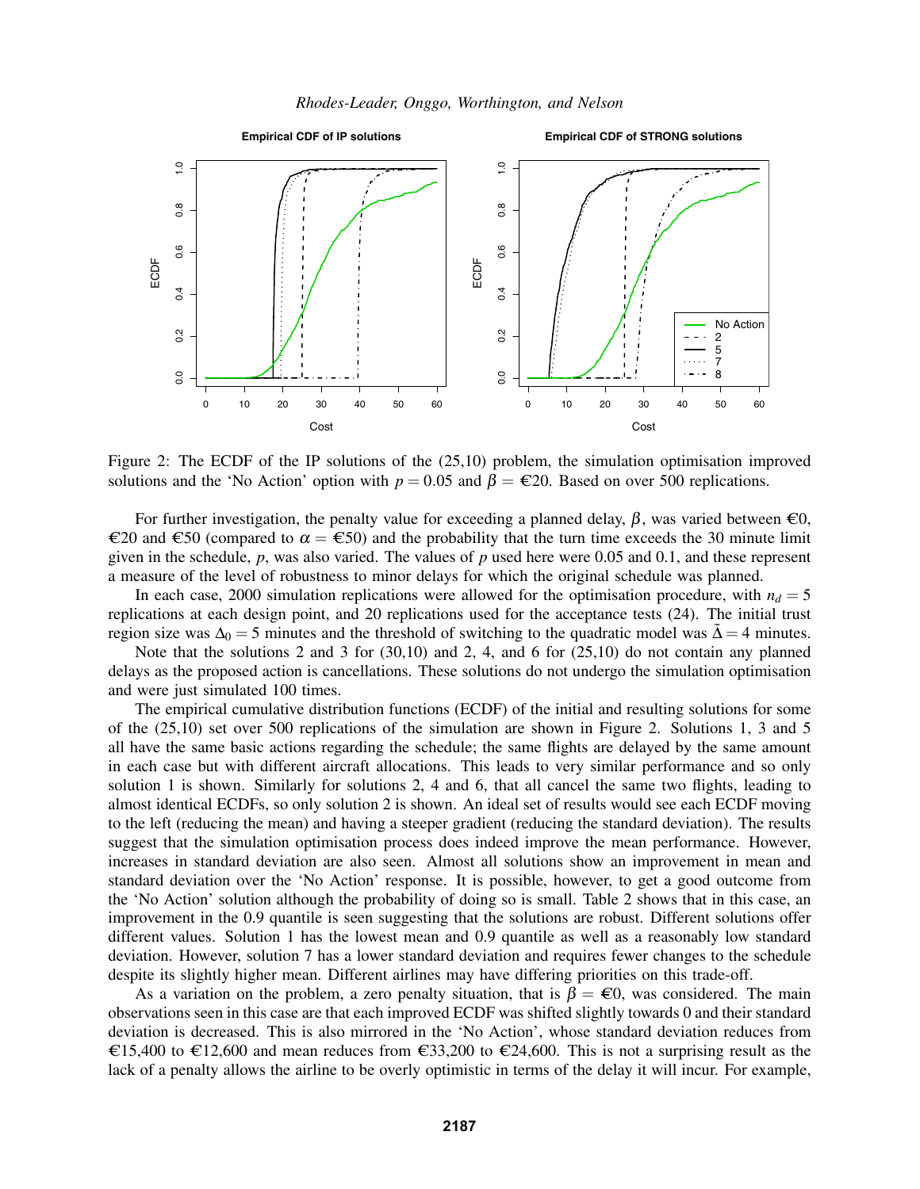Figure 2: The ECDF of the IP solutions of the (25,10) problem, the simulation optimisation improved solutions and the 'No Action' option with $p = 0.05$ and $\beta = €20$. Based on over 500 replications.

For further investigation, the penalty value for exceeding a planned delay, $\beta$, was varied between €0, €20 and €50 (compared to $\alpha = €50$) and the probability that the turn time exceeds the 30 minute limit given in the schedule, $p$, was also varied. The values of $p$ used here were 0.05 and 0.1, and these represent a measure of the level of robustness to minor delays for which the original schedule was planned.

In each case, 2000 simulation replications were allowed for the optimisation procedure, with $n_d = 5$ replications at each design point, and 20 replications used for the acceptance tests (24). The initial trust region size was $\Delta_0 = 5$ minutes and the threshold of switching to the quadratic model was $\tilde{\Delta} = 4$ minutes.

Note that the solutions 2 and 3 for (30,10) and 2, 4, and 6 for (25,10) do not contain any planned delays as the proposed action is cancellations. These solutions do not undergo the simulation optimisation and were just simulated 100 times.

The empirical cumulative distribution functions (ECDF) of the initial and resulting solutions for some of the (25,10) set over 500 replications of the simulation are shown in Figure 2. Solutions 1, 3 and 5 all have the same basic actions regarding the schedule; the same flights are delayed by the same amount in each case but with different aircraft allocations. This leads to very similar performance and so only solution 1 is shown. Similarly for solutions 2, 4 and 6, that all cancel the same two flights, leading to almost identical ECDFs, so only solution 2 is shown. An ideal set of results would see each ECDF moving to the left (reducing the mean) and having a steeper gradient (reducing the standard deviation). The results suggest that the simulation optimisation process does indeed improve the mean performance. However, increases in standard deviation are also seen. Almost all solutions show an improvement in mean and standard deviation over the 'No Action' response. It is possible, however, to get a good outcome from the 'No Action' solution although the probability of doing so is small. Table 2 shows that in this case, an improvement in the 0.9 quantile is seen suggesting that the solutions are robust. Different solutions offer different values. Solution 1 has the lowest mean and 0.9 quantile as well as a reasonably low standard deviation. However, solution 7 has a lower standard deviation and requires fewer changes to the schedule despite its slightly higher mean. Different airlines may have differing priorities on this trade-off.

As a variation on the problem, a zero penalty situation, that is $\beta = €0$, was considered. The main observations seen in this case are that each improved ECDF was shifted slightly towards 0 and their standard deviation is decreased. This is also mirrored in the 'No Action', whose standard deviation reduces from €15,400 to €12,600 and mean reduces from €33,200 to €24,600. This is not a surprising result as the lack of a penalty allows the airline to be overly optimistic in terms of the delay it will incur. For example,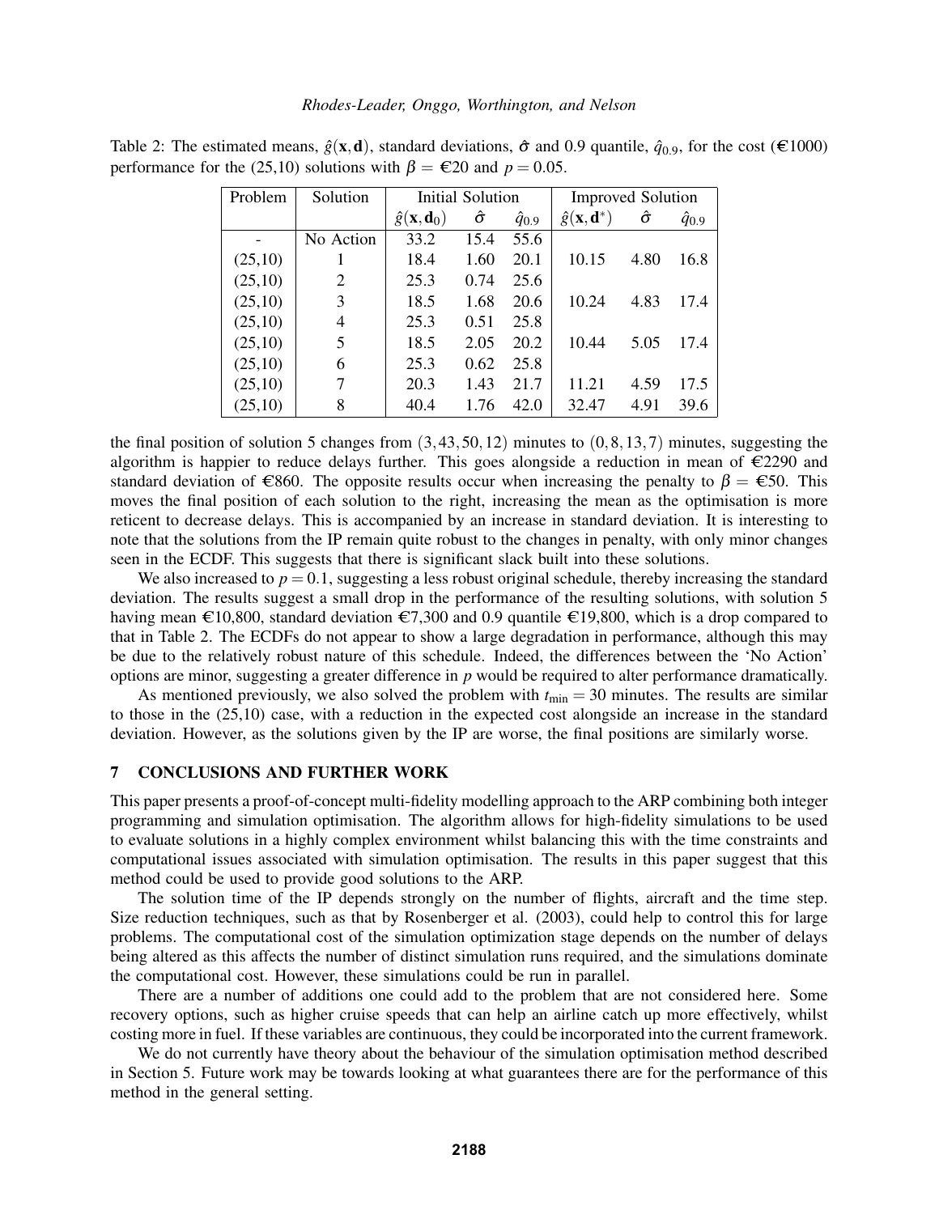Table 2: The estimated means, $\hat{g}(\mathbf{x},\mathbf{d})$, standard deviations, $\hat{\sigma}$ and 0.9 quantile, $\hat{q}_{0.9}$, for the cost (€1000) performance for the (25,10) solutions with $\beta =$ €20 and $p = 0.05$.

| Problem | Solution | Initial Solution | | | Improved Solution | | |
|---|---|---|---|---|---|---|---|
| | | $\hat{g}(\mathbf{x},\mathbf{d}_0)$ | $\hat{\sigma}$ | $\hat{q}_{0.9}$ | $\hat{g}(\mathbf{x},\mathbf{d}^*)$ | $\hat{\sigma}$ | $\hat{q}_{0.9}$ |
| - | No Action | 33.2 | 15.4 | 55.6 | | | |
| (25,10) | 1 | 18.4 | 1.60 | 20.1 | 10.15 | 4.80 | 16.8 |
| (25,10) | 2 | 25.3 | 0.74 | 25.6 | | | |
| (25,10) | 3 | 18.5 | 1.68 | 20.6 | 10.24 | 4.83 | 17.4 |
| (25,10) | 4 | 25.3 | 0.51 | 25.8 | | | |
| (25,10) | 5 | 18.5 | 2.05 | 20.2 | 10.44 | 5.05 | 17.4 |
| (25,10) | 6 | 25.3 | 0.62 | 25.8 | | | |
| (25,10) | 7 | 20.3 | 1.43 | 21.7 | 11.21 | 4.59 | 17.5 |
| (25,10) | 8 | 40.4 | 1.76 | 42.0 | 32.47 | 4.91 | 39.6 |

the final position of solution 5 changes from $(3,43,50,12)$ minutes to $(0,8,13,7)$ minutes, suggesting the algorithm is happier to reduce delays further. This goes alongside a reduction in mean of €2290 and standard deviation of €860. The opposite results occur when increasing the penalty to $\beta =$ €50. This moves the final position of each solution to the right, increasing the mean as the optimisation is more reticent to decrease delays. This is accompanied by an increase in standard deviation. It is interesting to note that the solutions from the IP remain quite robust to the changes in penalty, with only minor changes seen in the ECDF. This suggests that there is significant slack built into these solutions.

We also increased to $p = 0.1$, suggesting a less robust original schedule, thereby increasing the standard deviation. The results suggest a small drop in the performance of the resulting solutions, with solution 5 having mean €10,800, standard deviation €7,300 and 0.9 quantile €19,800, which is a drop compared to that in Table 2. The ECDFs do not appear to show a large degradation in performance, although this may be due to the relatively robust nature of this schedule. Indeed, the differences between the 'No Action' options are minor, suggesting a greater difference in $p$ would be required to alter performance dramatically.

As mentioned previously, we also solved the problem with $t_{\min} = 30$ minutes. The results are similar to those in the (25,10) case, with a reduction in the expected cost alongside an increase in the standard deviation. However, as the solutions given by the IP are worse, the final positions are similarly worse.

## 7 CONCLUSIONS AND FURTHER WORK

This paper presents a proof-of-concept multi-fidelity modelling approach to the ARP combining both integer programming and simulation optimisation. The algorithm allows for high-fidelity simulations to be used to evaluate solutions in a highly complex environment whilst balancing this with the time constraints and computational issues associated with simulation optimisation. The results in this paper suggest that this method could be used to provide good solutions to the ARP.

The solution time of the IP depends strongly on the number of flights, aircraft and the time step. Size reduction techniques, such as that by Rosenberger et al. (2003), could help to control this for large problems. The computational cost of the simulation optimization stage depends on the number of delays being altered as this affects the number of distinct simulation runs required, and the simulations dominate the computational cost. However, these simulations could be run in parallel.

There are a number of additions one could add to the problem that are not considered here. Some recovery options, such as higher cruise speeds that can help an airline catch up more effectively, whilst costing more in fuel. If these variables are continuous, they could be incorporated into the current framework.

We do not currently have theory about the behaviour of the simulation optimisation method described in Section 5. Future work may be towards looking at what guarantees there are for the performance of this method in the general setting.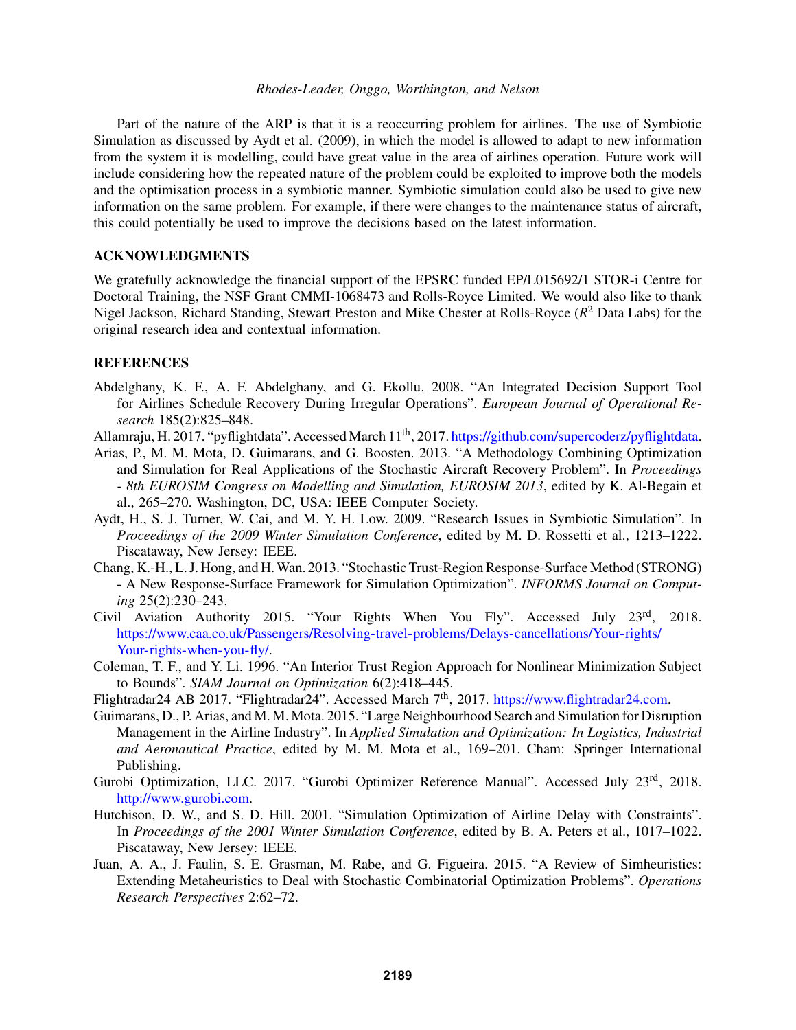Part of the nature of the ARP is that it is a reoccurring problem for airlines. The use of Symbiotic Simulation as discussed by Aydt et al. (2009), in which the model is allowed to adapt to new information from the system it is modelling, could have great value in the area of airlines operation. Future work will include considering how the repeated nature of the problem could be exploited to improve both the models and the optimisation process in a symbiotic manner. Symbiotic simulation could also be used to give new information on the same problem. For example, if there were changes to the maintenance status of aircraft, this could potentially be used to improve the decisions based on the latest information.

## ACKNOWLEDGMENTS

We gratefully acknowledge the financial support of the EPSRC funded EP/L015692/1 STOR-i Centre for Doctoral Training, the NSF Grant CMMI-1068473 and Rolls-Royce Limited. We would also like to thank Nigel Jackson, Richard Standing, Stewart Preston and Mike Chester at Rolls-Royce ($R^2$ Data Labs) for the original research idea and contextual information.

## REFERENCES

Abdelghany, K. F., A. F. Abdelghany, and G. Ekollu. 2008. "An Integrated Decision Support Tool for Airlines Schedule Recovery During Irregular Operations". *European Journal of Operational Research* 185(2):825–848.

Allamraju, H. 2017. "pyflightdata". Accessed March 11th, 2017. https://github.com/supercoderz/pyflightdata.

Arias, P., M. M. Mota, D. Guimarans, and G. Boosten. 2013. "A Methodology Combining Optimization and Simulation for Real Applications of the Stochastic Aircraft Recovery Problem". In *Proceedings - 8th EUROSIM Congress on Modelling and Simulation, EUROSIM 2013*, edited by K. Al-Begain et al., 265–270. Washington, DC, USA: IEEE Computer Society.

Aydt, H., S. J. Turner, W. Cai, and M. Y. H. Low. 2009. "Research Issues in Symbiotic Simulation". In *Proceedings of the 2009 Winter Simulation Conference*, edited by M. D. Rossetti et al., 1213–1222. Piscataway, New Jersey: IEEE.

Chang, K.-H., L. J. Hong, and H. Wan. 2013. "Stochastic Trust-Region Response-Surface Method (STRONG) - A New Response-Surface Framework for Simulation Optimization". *INFORMS Journal on Computing* 25(2):230–243.

Civil Aviation Authority 2015. "Your Rights When You Fly". Accessed July 23rd, 2018. https://www.caa.co.uk/Passengers/Resolving-travel-problems/Delays-cancellations/Your-rights/Your-rights-when-you-fly/.

Coleman, T. F., and Y. Li. 1996. "An Interior Trust Region Approach for Nonlinear Minimization Subject to Bounds". *SIAM Journal on Optimization* 6(2):418–445.

Flightradar24 AB 2017. "Flightradar24". Accessed March 7th, 2017. https://www.flightradar24.com.

Guimarans, D., P. Arias, and M. M. Mota. 2015. "Large Neighbourhood Search and Simulation for Disruption Management in the Airline Industry". In *Applied Simulation and Optimization: In Logistics, Industrial and Aeronautical Practice*, edited by M. M. Mota et al., 169–201. Cham: Springer International Publishing.

Gurobi Optimization, LLC. 2017. "Gurobi Optimizer Reference Manual". Accessed July 23rd, 2018. http://www.gurobi.com.

Hutchison, D. W., and S. D. Hill. 2001. "Simulation Optimization of Airline Delay with Constraints". In *Proceedings of the 2001 Winter Simulation Conference*, edited by B. A. Peters et al., 1017–1022. Piscataway, New Jersey: IEEE.

Juan, A. A., J. Faulin, S. E. Grasman, M. Rabe, and G. Figueira. 2015. "A Review of Simheuristics: Extending Metaheuristics to Deal with Stochastic Combinatorial Optimization Problems". *Operations Research Perspectives* 2:62–72.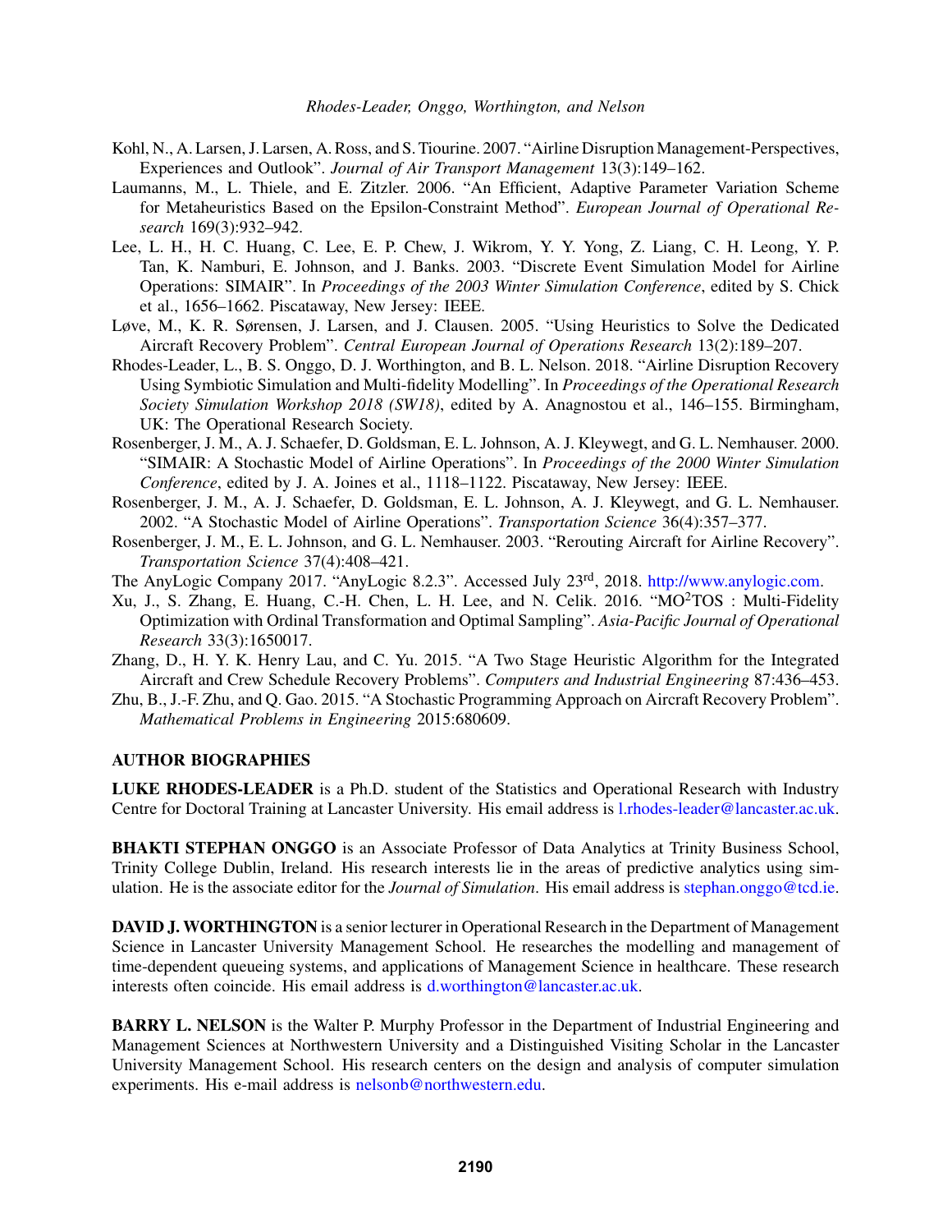Kohl, N., A. Larsen, J. Larsen, A. Ross, and S. Tiourine. 2007. "Airline Disruption Management-Perspectives, Experiences and Outlook". *Journal of Air Transport Management* 13(3):149–162.

Laumanns, M., L. Thiele, and E. Zitzler. 2006. "An Efficient, Adaptive Parameter Variation Scheme for Metaheuristics Based on the Epsilon-Constraint Method". *European Journal of Operational Research* 169(3):932–942.

Lee, L. H., H. C. Huang, C. Lee, E. P. Chew, J. Wikrom, Y. Y. Yong, Z. Liang, C. H. Leong, Y. P. Tan, K. Namburi, E. Johnson, and J. Banks. 2003. "Discrete Event Simulation Model for Airline Operations: SIMAIR". In *Proceedings of the 2003 Winter Simulation Conference*, edited by S. Chick et al., 1656–1662. Piscataway, New Jersey: IEEE.

Løve, M., K. R. Sørensen, J. Larsen, and J. Clausen. 2005. "Using Heuristics to Solve the Dedicated Aircraft Recovery Problem". *Central European Journal of Operations Research* 13(2):189–207.

Rhodes-Leader, L., B. S. Onggo, D. J. Worthington, and B. L. Nelson. 2018. "Airline Disruption Recovery Using Symbiotic Simulation and Multi-fidelity Modelling". In *Proceedings of the Operational Research Society Simulation Workshop 2018 (SW18)*, edited by A. Anagnostou et al., 146–155. Birmingham, UK: The Operational Research Society.

Rosenberger, J. M., A. J. Schaefer, D. Goldsman, E. L. Johnson, A. J. Kleywegt, and G. L. Nemhauser. 2000. "SIMAIR: A Stochastic Model of Airline Operations". In *Proceedings of the 2000 Winter Simulation Conference*, edited by J. A. Joines et al., 1118–1122. Piscataway, New Jersey: IEEE.

Rosenberger, J. M., A. J. Schaefer, D. Goldsman, E. L. Johnson, A. J. Kleywegt, and G. L. Nemhauser. 2002. "A Stochastic Model of Airline Operations". *Transportation Science* 36(4):357–377.

Rosenberger, J. M., E. L. Johnson, and G. L. Nemhauser. 2003. "Rerouting Aircraft for Airline Recovery". *Transportation Science* 37(4):408–421.

The AnyLogic Company 2017. "AnyLogic 8.2.3". Accessed July 23rd, 2018. http://www.anylogic.com.

Xu, J., S. Zhang, E. Huang, C.-H. Chen, L. H. Lee, and N. Celik. 2016. "MO$^2$TOS : Multi-Fidelity Optimization with Ordinal Transformation and Optimal Sampling". *Asia-Pacific Journal of Operational Research* 33(3):1650017.

Zhang, D., H. Y. K. Henry Lau, and C. Yu. 2015. "A Two Stage Heuristic Algorithm for the Integrated Aircraft and Crew Schedule Recovery Problems". *Computers and Industrial Engineering* 87:436–453.

Zhu, B., J.-F. Zhu, and Q. Gao. 2015. "A Stochastic Programming Approach on Aircraft Recovery Problem". *Mathematical Problems in Engineering* 2015:680609.

## AUTHOR BIOGRAPHIES

**LUKE RHODES-LEADER** is a Ph.D. student of the Statistics and Operational Research with Industry Centre for Doctoral Training at Lancaster University. His email address is l.rhodes-leader@lancaster.ac.uk.

**BHAKTI STEPHAN ONGGO** is an Associate Professor of Data Analytics at Trinity Business School, Trinity College Dublin, Ireland. His research interests lie in the areas of predictive analytics using simulation. He is the associate editor for the *Journal of Simulation*. His email address is stephan.onggo@tcd.ie.

**DAVID J. WORTHINGTON** is a senior lecturer in Operational Research in the Department of Management Science in Lancaster University Management School. He researches the modelling and management of time-dependent queueing systems, and applications of Management Science in healthcare. These research interests often coincide. His email address is d.worthington@lancaster.ac.uk.

**BARRY L. NELSON** is the Walter P. Murphy Professor in the Department of Industrial Engineering and Management Sciences at Northwestern University and a Distinguished Visiting Scholar in the Lancaster University Management School. His research centers on the design and analysis of computer simulation experiments. His e-mail address is nelsonb@northwestern.edu.